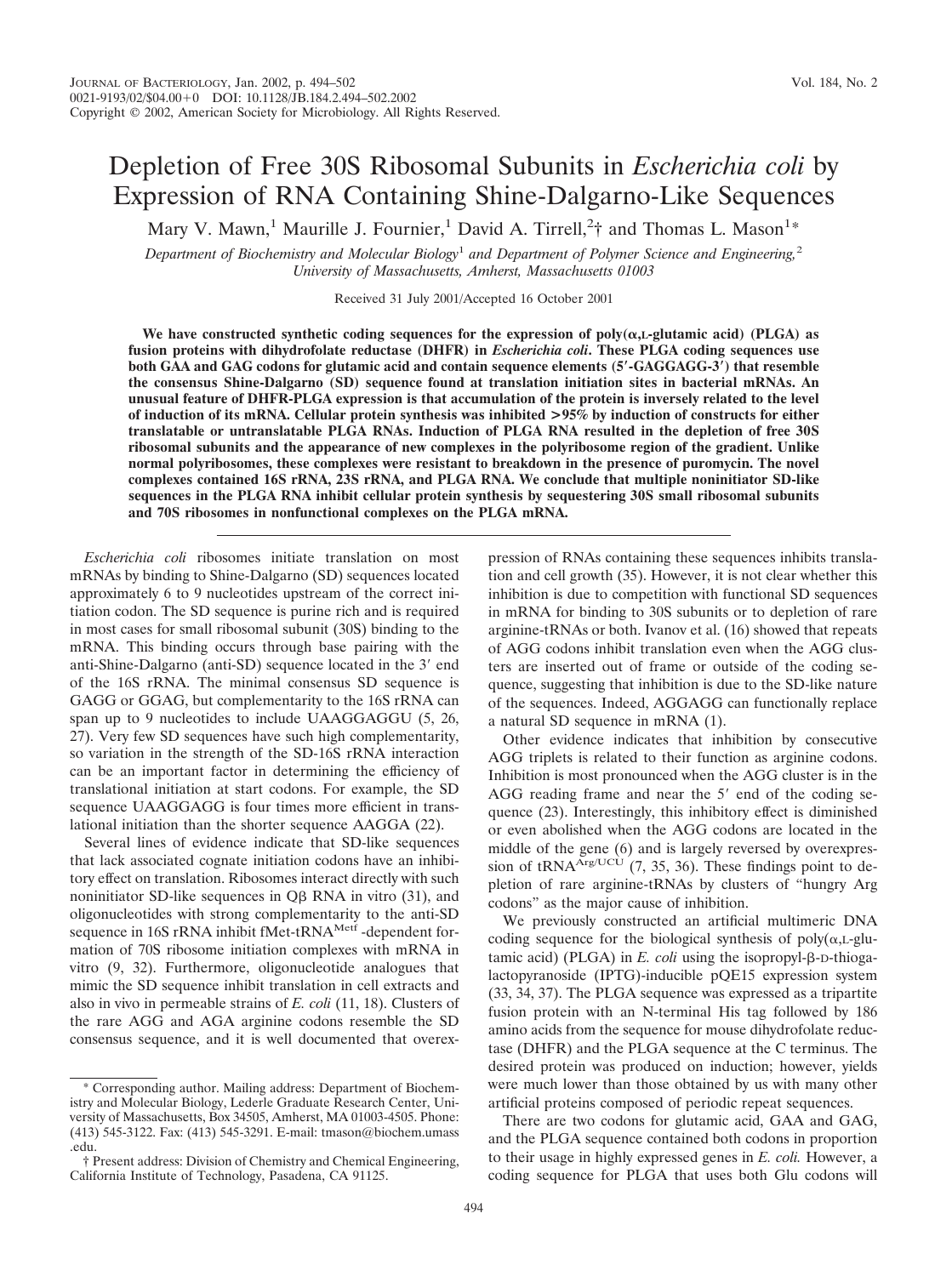# Depletion of Free 30S Ribosomal Subunits in *Escherichia coli* by Expression of RNA Containing Shine-Dalgarno-Like Sequences

Mary V. Mawn,[1] Maurille J. Fournier,[1] David A. Tirrell,[2]† and Thomas L. Mason[1]*

*Department of Biochemistry and Molecular Biology[1] and Department of Polymer Science and Engineering,[2] University of Massachusetts, Amherst, Massachusetts 01003*

Received 31 July 2001/Accepted 16 October 2001

**We have constructed synthetic coding sequences for the expression of poly(α,L-glutamic acid) (PLGA) as fusion proteins with dihydrofolate reductase (DHFR) in *Escherichia coli*. These PLGA coding sequences use both GAA and GAG codons for glutamic acid and contain sequence elements (5′-GAGGAGG-3′) that resemble the consensus Shine-Dalgarno (SD) sequence found at translation initiation sites in bacterial mRNAs. An unusual feature of DHFR-PLGA expression is that accumulation of the protein is inversely related to the level of induction of its mRNA. Cellular protein synthesis was inhibited >95% by induction of constructs for either translatable or untranslatable PLGA RNAs. Induction of PLGA RNA resulted in the depletion of free 30S ribosomal subunits and the appearance of new complexes in the polyribosome region of the gradient. Unlike normal polyribosomes, these complexes were resistant to breakdown in the presence of puromycin. The novel complexes contained 16S rRNA, 23S rRNA, and PLGA RNA. We conclude that multiple noninitiator SD-like sequences in the PLGA RNA inhibit cellular protein synthesis by sequestering 30S small ribosomal subunits and 70S ribosomes in nonfunctional complexes on the PLGA mRNA.**

*Escherichia coli* ribosomes initiate translation on most mRNAs by binding to Shine-Dalgarno (SD) sequences located approximately 6 to 9 nucleotides upstream of the correct initiation codon. The SD sequence is purine rich and is required in most cases for small ribosomal subunit (30S) binding to the mRNA. This binding occurs through base pairing with the anti-Shine-Dalgarno (anti-SD) sequence located in the 3′ end of the 16S rRNA. The minimal consensus SD sequence is GAGG or GGAG, but complementarity to the 16S rRNA can span up to 9 nucleotides to include UAAGGAGGU (5, 26, 27). Very few SD sequences have such high complementarity, so variation in the strength of the SD-16S rRNA interaction can be an important factor in determining the efficiency of translational initiation at start codons. For example, the SD sequence UAAGGAGG is four times more efficient in translational initiation than the shorter sequence AAGGA (22).

Several lines of evidence indicate that SD-like sequences that lack associated cognate initiation codons have an inhibitory effect on translation. Ribosomes interact directly with such noninitiator SD-like sequences in Qβ RNA in vitro (31), and oligonucleotides with strong complementarity to the anti-SD sequence in 16S rRNA inhibit fMet-tRNA$^{Metf}$-dependent formation of 70S ribosome initiation complexes with mRNA in vitro (9, 32). Furthermore, oligonucleotide analogues that mimic the SD sequence inhibit translation in cell extracts and also in vivo in permeable strains of *E. coli* (11, 18). Clusters of the rare AGG and AGA arginine codons resemble the SD consensus sequence, and it is well documented that overexpression of RNAs containing these sequences inhibits translation and cell growth (35). However, it is not clear whether this inhibition is due to competition with functional SD sequences in mRNA for binding to 30S subunits or to depletion of rare arginine-tRNAs or both. Ivanov et al. (16) showed that repeats of AGG codons inhibit translation even when the AGG clusters are inserted out of frame or outside of the coding sequence, suggesting that inhibition is due to the SD-like nature of the sequences. Indeed, AGGAGG can functionally replace a natural SD sequence in mRNA (1).

Other evidence indicates that inhibition by consecutive AGG triplets is related to their function as arginine codons. Inhibition is most pronounced when the AGG cluster is in the AGG reading frame and near the 5′ end of the coding sequence (23). Interestingly, this inhibitory effect is diminished or even abolished when the AGG codons are located in the middle of the gene (6) and is largely reversed by overexpression of tRNA$^{Arg/UCU}$ (7, 35, 36). These findings point to depletion of rare arginine-tRNAs by clusters of "hungry Arg codons" as the major cause of inhibition.

We previously constructed an artificial multimeric DNA coding sequence for the biological synthesis of poly(α,L-glutamic acid) (PLGA) in *E. coli* using the isopropyl-β-D-thiogalactopyranoside (IPTG)-inducible pQE15 expression system (33, 34, 37). The PLGA sequence was expressed as a tripartite fusion protein with an N-terminal His tag followed by 186 amino acids from the sequence for mouse dihydrofolate reductase (DHFR) and the PLGA sequence at the C terminus. The desired protein was produced on induction; however, yields were much lower than those obtained by us with many other artificial proteins composed of periodic repeat sequences.

There are two codons for glutamic acid, GAA and GAG, and the PLGA sequence contained both codons in proportion to their usage in highly expressed genes in *E. coli.* However, a coding sequence for PLGA that uses both Glu codons will

---

* Corresponding author. Mailing address: Department of Biochemistry and Molecular Biology, Lederle Graduate Research Center, University of Massachusetts, Box 34505, Amherst, MA 01003-4505. Phone: (413) 545-3122. Fax: (413) 545-3291. E-mail: tmason@biochem.umass.edu.

† Present address: Division of Chemistry and Chemical Engineering, California Institute of Technology, Pasadena, CA 91125.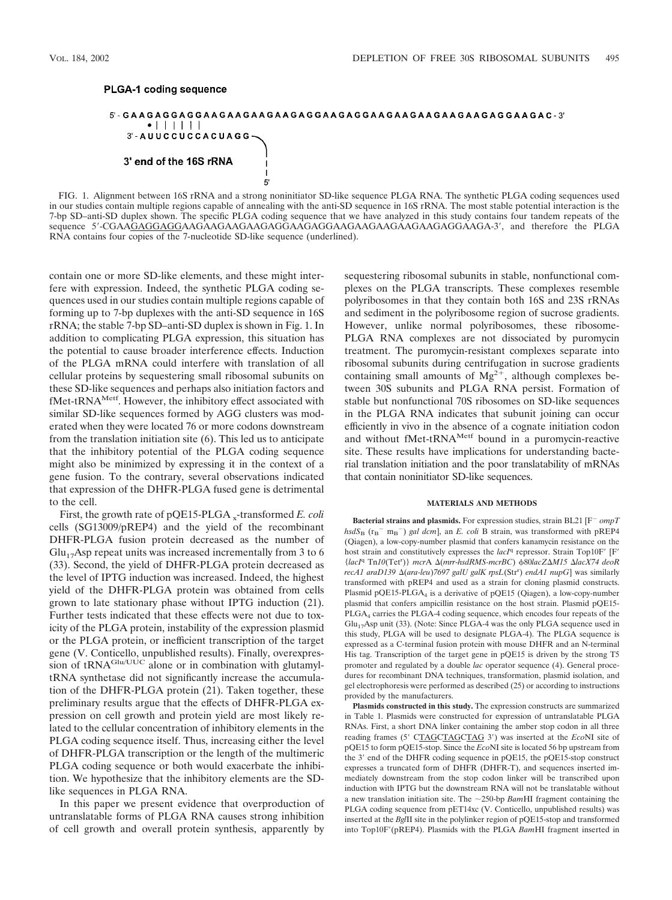**PLGA-1 coding sequence**

```
5'- GAAGAGGAGGAAGAAGAAGAAGAGGAAGAGGAAGAAGAAGAAGAAGAGGAAGAC -3'
        •||||||
     3'-AUUCCUCCACUAGG
```

**3' end of the 16S rRNA** 5'

FIG. 1. Alignment between 16S rRNA and a strong noninitiator SD-like sequence PLGA RNA. The synthetic PLGA coding sequences used in our studies contain multiple regions capable of annealing with the anti-SD sequence in 16S rRNA. The most stable potential interaction is the 7-bp SD–anti-SD duplex shown. The specific PLGA coding sequence that we have analyzed in this study contains four tandem repeats of the sequence 5′-CGAAGAGGAGGAAGAAGAAGAAGAGGAAGAGGAAGAAGAAGAAGAAGAGGAAGA-3′, and therefore the PLGA RNA contains four copies of the 7-nucleotide SD-like sequence (underlined).

contain one or more SD-like elements, and these might interfere with expression. Indeed, the synthetic PLGA coding sequences used in our studies contain multiple regions capable of forming up to 7-bp duplexes with the anti-SD sequence in 16S rRNA; the stable 7-bp SD–anti-SD duplex is shown in Fig. 1. In addition to complicating PLGA expression, this situation has the potential to cause broader interference effects. Induction of the PLGA mRNA could interfere with translation of all cellular proteins by sequestering small ribosomal subunits on these SD-like sequences and perhaps also initiation factors and fMet-tRNA$^{Metf}$. However, the inhibitory effect associated with similar SD-like sequences formed by AGG clusters was moderated when they were located 76 or more codons downstream from the translation initiation site (6). This led us to anticipate that the inhibitory potential of the PLGA coding sequence might also be minimized by expressing it in the context of a gene fusion. To the contrary, several observations indicated that expression of the DHFR-PLGA fused gene is detrimental to the cell.

First, the growth rate of pQE15-PLGA$_x$-transformed *E. coli* cells (SG13009/pREP4) and the yield of the recombinant DHFR-PLGA fusion protein decreased as the number of $Glu_{17}$Asp repeat units was increased incrementally from 3 to 6 (33). Second, the yield of DHFR-PLGA protein decreased as the level of IPTG induction was increased. Indeed, the highest yield of the DHFR-PLGA protein was obtained from cells grown to late stationary phase without IPTG induction (21). Further tests indicated that these effects were not due to toxicity of the PLGA protein, instability of the expression plasmid or the PLGA protein, or inefficient transcription of the target gene (V. Conticello, unpublished results). Finally, overexpression of tRNA$^{Glu/UUC}$ alone or in combination with glutamyl-tRNA synthetase did not significantly increase the accumulation of the DHFR-PLGA protein (21). Taken together, these preliminary results argue that the effects of DHFR-PLGA expression on cell growth and protein yield are most likely related to the cellular concentration of inhibitory elements in the PLGA coding sequence itself. Thus, increasing either the level of DHFR-PLGA transcription or the length of the multimeric PLGA coding sequence or both would exacerbate the inhibition. We hypothesize that the inhibitory elements are the SD-like sequences in PLGA RNA.

In this paper we present evidence that overproduction of untranslatable forms of PLGA RNA causes strong inhibition of cell growth and overall protein synthesis, apparently by sequestering ribosomal subunits in stable, nonfunctional complexes on the PLGA transcripts. These complexes resemble polyribosomes in that they contain both 16S and 23S rRNAs and sediment in the polyribosome region of sucrose gradients. However, unlike normal polyribosomes, these ribosome-PLGA RNA complexes are not dissociated by puromycin treatment. The puromycin-resistant complexes separate into ribosomal subunits during centrifugation in sucrose gradients containing small amounts of $Mg^{2+}$, although complexes between 30S subunits and PLGA RNA persist. Formation of stable but nonfunctional 70S ribosomes on SD-like sequences in the PLGA RNA indicates that subunit joining can occur efficiently in vivo in the absence of a cognate initiation codon and without fMet-tRNA$^{Metf}$ bound in a puromycin-reactive site. These results have implications for understanding bacterial translation initiation and the poor translatability of mRNAs that contain noninitiator SD-like sequences.

## MATERIALS AND METHODS

**Bacterial strains and plasmids.** For expression studies, strain BL21 [F$^-$ *ompT hsdS*$_B$ ($r_B^-$ $m_B^-$) *gal dcm*], an *E. coli* B strain, was transformed with pREP4 (Qiagen), a low-copy-number plasmid that confers kanamycin resistance on the host strain and constitutively expresses the *lacI*$^q$ repressor. Strain Top10F′ [F′ {*lacI*$^q$ Tn*10*(Tet$^r$)} *mcrA* Δ(*mrr-hsdRMS-mcrBC*) φ80*lacZ*Δ*M15* Δ*lacX74 deoR recA1 araD139* Δ(*ara-leu*)*7697 galU galK rpsL*(Str$^r$) *endA1 nupG*] was similarly transformed with pREP4 and used as a strain for cloning plasmid constructs. Plasmid pQE15-$PLGA_4$ is a derivative of pQE15 (Qiagen), a low-copy-number plasmid that confers ampicillin resistance on the host strain. Plasmid pQE15-$PLGA_4$ carries the PLGA-4 coding sequence, which encodes four repeats of the $Glu_{17}$Asp unit (33). (Note: Since PLGA-4 was the only PLGA sequence used in this study, PLGA will be used to designate PLGA-4). The PLGA sequence is expressed as a C-terminal fusion protein with mouse DHFR and an N-terminal His tag. Transcription of the target gene in pQE15 is driven by the strong T5 promoter and regulated by a double *lac* operator sequence (4). General procedures for recombinant DNA techniques, transformation, plasmid isolation, and gel electrophoresis were performed as described (25) or according to instructions provided by the manufacturers.

**Plasmids constructed in this study.** The expression constructs are summarized in Table 1. Plasmids were constructed for expression of untranslatable PLGA RNAs. First, a short DNA linker containing the amber stop codon in all three reading frames (5′ CTAGCTAGCTAG 3′) was inserted at the *Eco*NI site of pQE15 to form pQE15-stop. Since the *Eco*NI site is located 56 bp upstream from the 3′ end of the DHFR coding sequence in pQE15, the pQE15-stop construct expresses a truncated form of DHFR (DHFR-T), and sequences inserted immediately downstream from the stop codon linker will be transcribed upon induction with IPTG but the downstream RNA will not be translatable without a new translation initiation site. The ~250-bp *Bam*HI fragment containing the PLGA coding sequence from pET14xc (V. Conticello, unpublished results) was inserted at the *Bgl*II site in the polylinker region of pQE15-stop and transformed into Top10F′(pREP4). Plasmids with the PLGA *Bam*HI fragment inserted in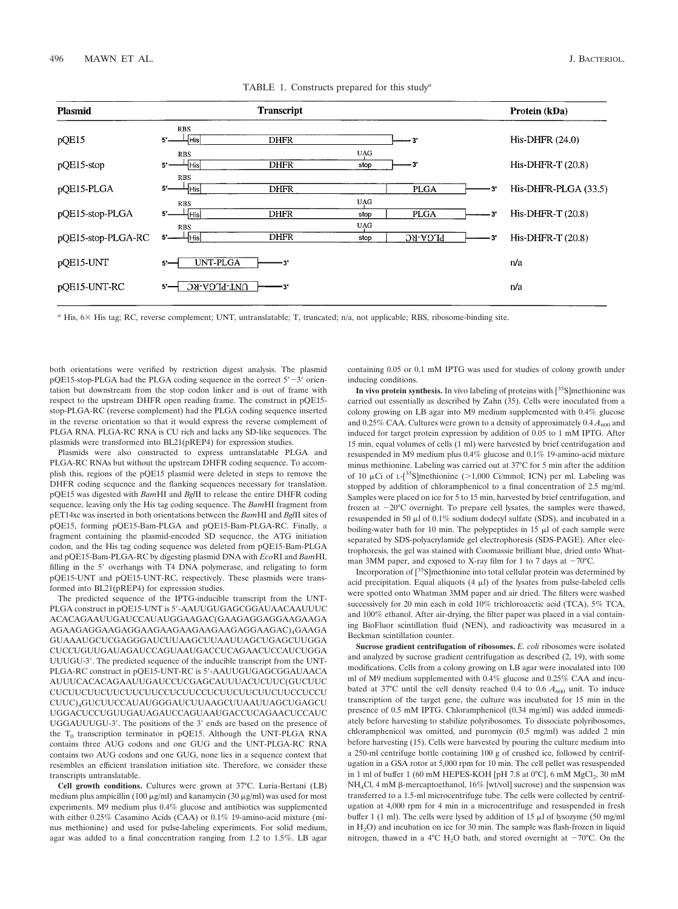TABLE 1. Constructs prepared for this study[a]

| Plasmid | Transcript | Protein (kDa) |
|---|---|---|
| pQE15 | 5′—RBS—His—DHFR—3′ | His-DHFR (24.0) |
| pQE15-stop | 5′—RBS—His—DHFR—UAG stop—3′ | His-DHFR-T (20.8) |
| pQE15-PLGA | 5′—RBS—His—DHFR—PLGA—3′ | His-DHFR-PLGA (33.5) |
| pQE15-stop-PLGA | 5′—RBS—His—DHFR—UAG stop—PLGA—3′ | His-DHFR-T (20.8) |
| pQE15-stop-PLGA-RC | 5′—RBS—His—DHFR—UAG stop—PLGA-RC (reversed)—3′ | His-DHFR-T (20.8) |
| pQE15-UNT | 5′—UNT-PLGA—3′ | n/a |
| pQE15-UNT-RC | 5′—UNT-PLGA-RC (reversed)—3′ | n/a |

[a] His, 6× His tag; RC, reverse complement; UNT, untranslatable; T, truncated; n/a, not applicable; RBS, ribosome-binding site.

both orientations were verified by restriction digest analysis. The plasmid pQE15-stop-PLGA had the PLGA coding sequence in the correct 5′−3′ orientation but downstream from the stop codon linker and is out of frame with respect to the upstream DHFR open reading frame. The construct in pQE15-stop-PLGA-RC (reverse complement) had the PLGA coding sequence inserted in the reverse orientation so that it would express the reverse complement of PLGA RNA. PLGA-RC RNA is CU rich and lacks any SD-like sequences. The plasmids were transformed into BL21(pREP4) for expression studies.

Plasmids were also constructed to express untranslatable PLGA and PLGA-RC RNAs but without the upstream DHFR coding sequence. To accomplish this, regions of the pQE15 plasmid were deleted in steps to remove the DHFR coding sequence and the flanking sequences necessary for translation. pQE15 was digested with *Bam*HI and *Bgl*II to release the entire DHFR coding sequence, leaving only the His tag coding sequence. The *Bam*HI fragment from pET14xc was inserted in both orientations between the *Bam*HI and *Bgl*II sites of pQE15, forming pQE15-Bam-PLGA and pQE15-Bam-PLGA-RC. Finally, a fragment containing the plasmid-encoded SD sequence, the ATG initiation codon, and the His tag coding sequence was deleted from pQE15-Bam-PLGA and pQE15-Bam-PLGA-RC by digesting plasmid DNA with *Eco*RI and *Bam*HI, filling in the 5′ overhangs with T4 DNA polymerase, and religating to form pQE15-UNT and pQE15-UNT-RC, respectively. These plasmids were transformed into BL21(pREP4) for expression studies.

The predicted sequence of the IPTG-inducible transcript from the UNT-PLGA construct in pQE15-UNT is 5′-AAUUGUGAGCGGAUAACAAUUUCACACAGAAUUGAUCCAUAUGGAAGAC(GAAGAGGAGGAAGAAGAAGAAGAGGAAGAGGAAGAAGAAGAAGAGGAAGAC)$_4$GAAGAGUAAAUGCUCGAGGGAUCUUAAGCUUAAUUAGCUGAGCUUGGACUCCUGUUGAUAGAUCCAGUAAUGACCUCAGAACUCCAUCUGGAUUUGU-3′. The predicted sequence of the inducible transcript from the UNT-PLGA-RC construct in pQE15-UNT-RC is 5′-AAUUGUGAGCGGAUAACAAUUUCACACAGAAUUGAUCCCUCGAGCAUUUACUCUUC(GUCUUCCUCUUCUUCUUCUUCCUCUUCCUCUUCUUCUUCCUCCUCUUC)$_4$GUCUUCCAUAUGGGAUCUUAAGCUUAAUUAGCUGAGCUUGGACUCCUGUUGAUAGAUCCAGUAAUGACCUCAGAACUCCAUCUGGAUUUGU-3′. The positions of the 3′ ends are based on the presence of the $T_0$ transcription terminator in pQE15. Although the UNT-PLGA RNA contains three AUG codons and one GUG and the UNT-PLGA-RC RNA contains two AUG codons and one GUG, none lies in a sequence context that resembles an efficient translation initiation site. Therefore, we consider these transcripts untranslatable.

**Cell growth conditions.** Cultures were grown at 37°C. Luria-Bertani (LB) medium plus ampicillin (100 μg/ml) and kanamycin (30 μg/ml) was used for most experiments. M9 medium plus 0.4% glucose and antibiotics was supplemented with either 0.25% Casamino Acids (CAA) or 0.1% 19-amino-acid mixture (minus methionine) and used for pulse-labeling experiments. For solid medium, agar was added to a final concentration ranging from 1.2 to 1.5%. LB agar containing 0.05 or 0.1 mM IPTG was used for studies of colony growth under inducing conditions.

**In vivo protein synthesis.** In vivo labeling of proteins with [$^{35}$S]methionine was carried out essentially as described by Zahn (35). Cells were inoculated from a colony growing on LB agar into M9 medium supplemented with 0.4% glucose and 0.25% CAA. Cultures were grown to a density of approximately 0.4 $A_{600}$ and induced for target protein expression by addition of 0.05 to 1 mM IPTG. After 15 min, equal volumes of cells (1 ml) were harvested by brief centrifugation and resuspended in M9 medium plus 0.4% glucose and 0.1% 19-amino-acid mixture minus methionine. Labeling was carried out at 37°C for 5 min after the addition of 10 μCi of L-[$^{35}$S]methionine (>1,000 Ci/mmol; ICN) per ml. Labeling was stopped by addition of chloramphenicol to a final concentration of 2.5 mg/ml. Samples were placed on ice for 5 to 15 min, harvested by brief centrifugation, and frozen at −20°C overnight. To prepare cell lysates, the samples were thawed, resuspended in 50 μl of 0.1% sodium dodecyl sulfate (SDS), and incubated in a boiling-water bath for 10 min. The polypeptides in 15 μl of each sample were separated by SDS-polyacrylamide gel electrophoresis (SDS-PAGE). After electrophoresis, the gel was stained with Coomassie brilliant blue, dried onto Whatman 3MM paper, and exposed to X-ray film for 1 to 7 days at −70°C.

Incorporation of [$^{35}$S]methionine into total cellular protein was determined by acid precipitation. Equal aliquots (4 μl) of the lysates from pulse-labeled cells were spotted onto Whatman 3MM paper and air dried. The filters were washed successively for 20 min each in cold 10% trichloroacetic acid (TCA), 5% TCA, and 100% ethanol. After air-drying, the filter paper was placed in a vial containing BioFluor scintillation fluid (NEN), and radioactivity was measured in a Beckman scintillation counter.

**Sucrose gradient centrifugation of ribosomes.** *E. coli* ribosomes were isolated and analyzed by sucrose gradient centrifugation as described (2, 19), with some modifications. Cells from a colony growing on LB agar were inoculated into 100 ml of M9 medium supplemented with 0.4% glucose and 0.25% CAA and incubated at 37°C until the cell density reached 0.4 to 0.6 $A_{600}$ unit. To induce transcription of the target gene, the culture was incubated for 15 min in the presence of 0.5 mM IPTG. Chloramphenicol (0.34 mg/ml) was added immediately before harvesting to stabilize polyribosomes. To dissociate polyribosomes, chloramphenicol was omitted, and puromycin (0.5 mg/ml) was added 2 min before harvesting (15). Cells were harvested by pouring the culture medium into a 250-ml centrifuge bottle containing 100 g of crushed ice, followed by centrifugation in a GSA rotor at 5,000 rpm for 10 min. The cell pellet was resuspended in 1 ml of buffer 1 (60 mM HEPES-KOH [pH 7.8 at 0°C], 6 mM $MgCl_2$, 30 mM $NH_4Cl$, 4 mM β-mercaptoethanol, 16% [wt/vol] sucrose) and the suspension was transferred to a 1.5-ml microcentrifuge tube. The cells were collected by centrifugation at 4,000 rpm for 4 min in a microcentrifuge and resuspended in fresh buffer 1 (1 ml). The cells were lysed by addition of 15 μl of lysozyme (50 mg/ml in $H_2O$) and incubation on ice for 30 min. The sample was flash-frozen in liquid nitrogen, thawed in a 4°C $H_2O$ bath, and stored overnight at −70°C. On the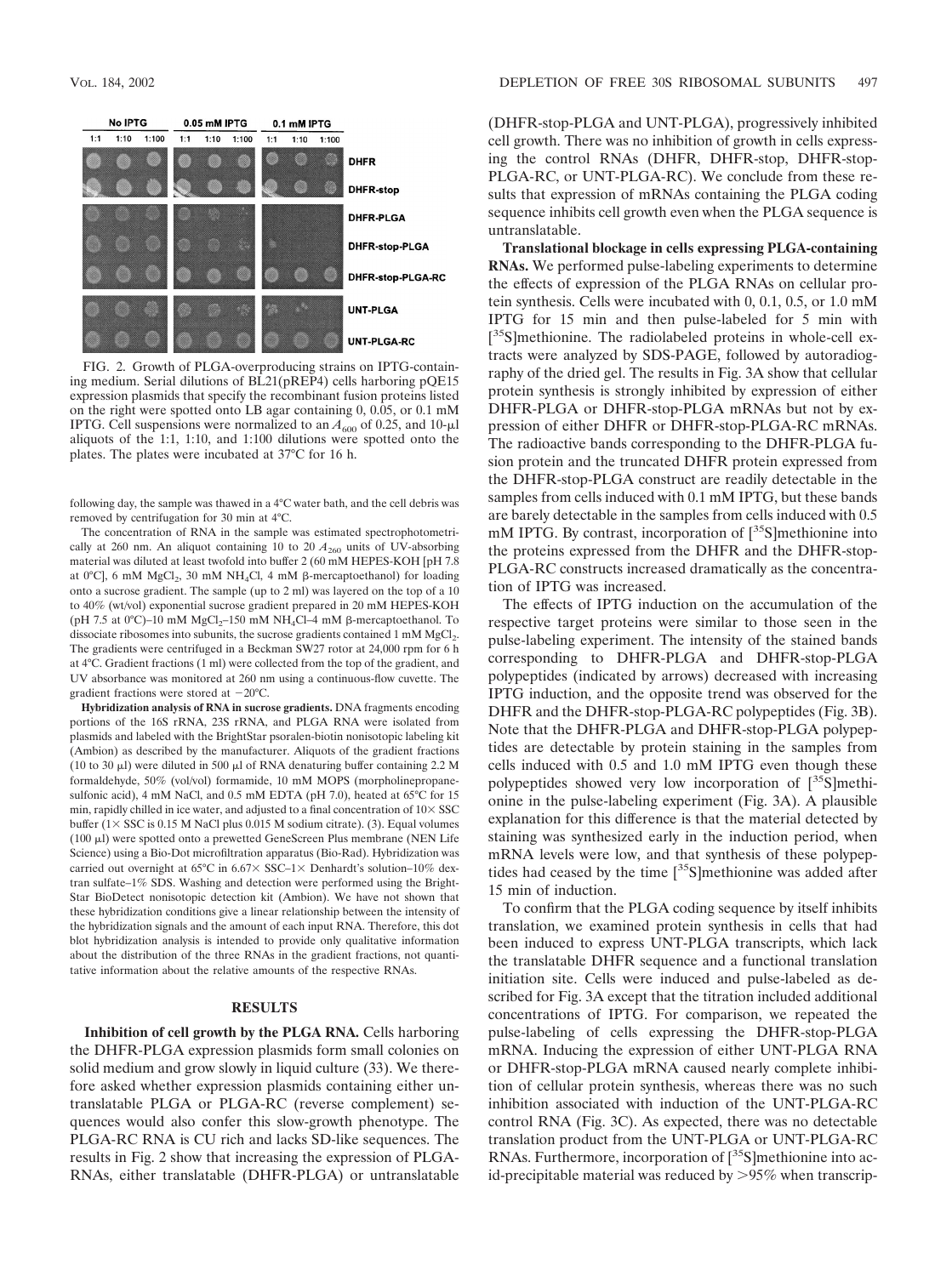FIG. 2. Growth of PLGA-overproducing strains on IPTG-containing medium. Serial dilutions of BL21(pREP4) cells harboring pQE15 expression plasmids that specify the recombinant fusion proteins listed on the right were spotted onto LB agar containing 0, 0.05, or 0.1 mM IPTG. Cell suspensions were normalized to an $A_{600}$ of 0.25, and 10-μl aliquots of the 1:1, 1:10, and 1:100 dilutions were spotted onto the plates. The plates were incubated at 37°C for 16 h.

following day, the sample was thawed in a 4°C water bath, and the cell debris was removed by centrifugation for 30 min at 4°C.

The concentration of RNA in the sample was estimated spectrophotometrically at 260 nm. An aliquot containing 10 to 20 $A_{260}$ units of UV-absorbing material was diluted at least twofold into buffer 2 (60 mM HEPES-KOH [pH 7.8 at 0°C], 6 mM $MgCl_2$, 30 mM $NH_4Cl$, 4 mM β-mercaptoethanol) for loading onto a sucrose gradient. The sample (up to 2 ml) was layered on the top of a 10 to 40% (wt/vol) exponential sucrose gradient prepared in 20 mM HEPES-KOH (pH 7.5 at 0°C)–10 mM $MgCl_2$–150 mM $NH_4Cl$–4 mM β-mercaptoethanol. To dissociate ribosomes into subunits, the sucrose gradients contained 1 mM $MgCl_2$. The gradients were centrifuged in a Beckman SW27 rotor at 24,000 rpm for 6 h at 4°C. Gradient fractions (1 ml) were collected from the top of the gradient, and UV absorbance was monitored at 260 nm using a continuous-flow cuvette. The gradient fractions were stored at −20°C.

**Hybridization analysis of RNA in sucrose gradients.** DNA fragments encoding portions of the 16S rRNA, 23S rRNA, and PLGA RNA were isolated from plasmids and labeled with the BrightStar psoralen-biotin nonisotopic labeling kit (Ambion) as described by the manufacturer. Aliquots of the gradient fractions (10 to 30 μl) were diluted in 500 μl of RNA denaturing buffer containing 2.2 M formaldehyde, 50% (vol/vol) formamide, 10 mM MOPS (morpholinepropanesulfonic acid), 4 mM NaCl, and 0.5 mM EDTA (pH 7.0), heated at 65°C for 15 min, rapidly chilled in ice water, and adjusted to a final concentration of 10× SSC buffer (1× SSC is 0.15 M NaCl plus 0.015 M sodium citrate). (3). Equal volumes (100 μl) were spotted onto a prewetted GeneScreen Plus membrane (NEN Life Science) using a Bio-Dot microfiltration apparatus (Bio-Rad). Hybridization was carried out overnight at 65°C in 6.67× SSC–1× Denhardt's solution–10% dextran sulfate–1% SDS. Washing and detection were performed using the BrightStar BioDetect nonisotopic detection kit (Ambion). We have not shown that these hybridization conditions give a linear relationship between the intensity of the hybridization signals and the amount of each input RNA. Therefore, this dot blot hybridization analysis is intended to provide only qualitative information about the distribution of the three RNAs in the gradient fractions, not quantitative information about the relative amounts of the respective RNAs.

## RESULTS

**Inhibition of cell growth by the PLGA RNA.** Cells harboring the DHFR-PLGA expression plasmids form small colonies on solid medium and grow slowly in liquid culture (33). We therefore asked whether expression plasmids containing either untranslatable PLGA or PLGA-RC (reverse complement) sequences would also confer this slow-growth phenotype. The PLGA-RC RNA is CU rich and lacks SD-like sequences. The results in Fig. 2 show that increasing the expression of PLGA-RNAs, either translatable (DHFR-PLGA) or untranslatable (DHFR-stop-PLGA and UNT-PLGA), progressively inhibited cell growth. There was no inhibition of growth in cells expressing the control RNAs (DHFR, DHFR-stop, DHFR-stop-PLGA-RC, or UNT-PLGA-RC). We conclude from these results that expression of mRNAs containing the PLGA coding sequence inhibits cell growth even when the PLGA sequence is untranslatable.

**Translational blockage in cells expressing PLGA-containing RNAs.** We performed pulse-labeling experiments to determine the effects of expression of the PLGA RNAs on cellular protein synthesis. Cells were incubated with 0, 0.1, 0.5, or 1.0 mM IPTG for 15 min and then pulse-labeled for 5 min with [$^{35}$S]methionine. The radiolabeled proteins in whole-cell extracts were analyzed by SDS-PAGE, followed by autoradiography of the dried gel. The results in Fig. 3A show that cellular protein synthesis is strongly inhibited by expression of either DHFR-PLGA or DHFR-stop-PLGA mRNAs but not by expression of either DHFR or DHFR-stop-PLGA-RC mRNAs. The radioactive bands corresponding to the DHFR-PLGA fusion protein and the truncated DHFR protein expressed from the DHFR-stop-PLGA construct are readily detectable in the samples from cells induced with 0.1 mM IPTG, but these bands are barely detectable in the samples from cells induced with 0.5 mM IPTG. By contrast, incorporation of [$^{35}$S]methionine into the proteins expressed from the DHFR and the DHFR-stop-PLGA-RC constructs increased dramatically as the concentration of IPTG was increased.

The effects of IPTG induction on the accumulation of the respective target proteins were similar to those seen in the pulse-labeling experiment. The intensity of the stained bands corresponding to DHFR-PLGA and DHFR-stop-PLGA polypeptides (indicated by arrows) decreased with increasing IPTG induction, and the opposite trend was observed for the DHFR and the DHFR-stop-PLGA-RC polypeptides (Fig. 3B). Note that the DHFR-PLGA and DHFR-stop-PLGA polypeptides are detectable by protein staining in the samples from cells induced with 0.5 and 1.0 mM IPTG even though these polypeptides showed very low incorporation of [$^{35}$S]methionine in the pulse-labeling experiment (Fig. 3A). A plausible explanation for this difference is that the material detected by staining was synthesized early in the induction period, when mRNA levels were low, and that synthesis of these polypeptides had ceased by the time [$^{35}$S]methionine was added after 15 min of induction.

To confirm that the PLGA coding sequence by itself inhibits translation, we examined protein synthesis in cells that had been induced to express UNT-PLGA transcripts, which lack the translatable DHFR sequence and a functional translation initiation site. Cells were induced and pulse-labeled as described for Fig. 3A except that the titration included additional concentrations of IPTG. For comparison, we repeated the pulse-labeling of cells expressing the DHFR-stop-PLGA mRNA. Inducing the expression of either UNT-PLGA RNA or DHFR-stop-PLGA mRNA caused nearly complete inhibition of cellular protein synthesis, whereas there was no such inhibition associated with induction of the UNT-PLGA-RC control RNA (Fig. 3C). As expected, there was no detectable translation product from the UNT-PLGA or UNT-PLGA-RC RNAs. Furthermore, incorporation of [$^{35}$S]methionine into acid-precipitable material was reduced by >95% when transcrip-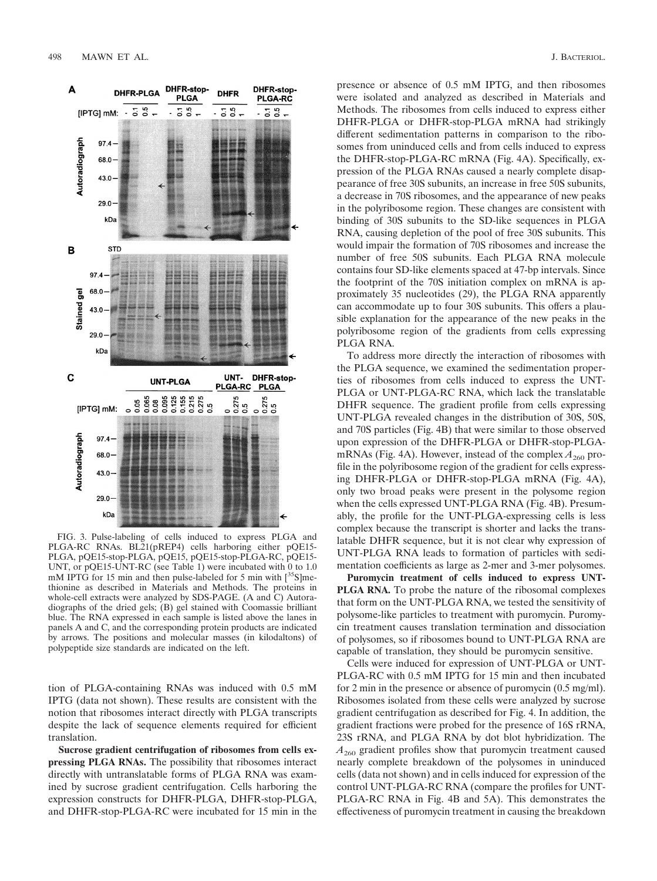FIG. 3. Pulse-labeling of cells induced to express PLGA and PLGA-RC RNAs. BL21(pREP4) cells harboring either pQE15-PLGA, pQE15-stop-PLGA, pQE15, pQE15-stop-PLGA-RC, pQE15-UNT, or pQE15-UNT-RC (see Table 1) were incubated with 0 to 1.0 mM IPTG for 15 min and then pulse-labeled for 5 min with [$^{35}$S]methionine as described in Materials and Methods. The proteins in whole-cell extracts were analyzed by SDS-PAGE. (A and C) Autoradiographs of the dried gels; (B) gel stained with Coomassie brilliant blue. The RNA expressed in each sample is listed above the lanes in panels A and C, and the corresponding protein products are indicated by arrows. The positions and molecular masses (in kilodaltons) of polypeptide size standards are indicated on the left.

tion of PLGA-containing RNAs was induced with 0.5 mM IPTG (data not shown). These results are consistent with the notion that ribosomes interact directly with PLGA transcripts despite the lack of sequence elements required for efficient translation.

**Sucrose gradient centrifugation of ribosomes from cells expressing PLGA RNAs.** The possibility that ribosomes interact directly with untranslatable forms of PLGA RNA was examined by sucrose gradient centrifugation. Cells harboring the expression constructs for DHFR-PLGA, DHFR-stop-PLGA, and DHFR-stop-PLGA-RC were incubated for 15 min in the presence or absence of 0.5 mM IPTG, and then ribosomes were isolated and analyzed as described in Materials and Methods. The ribosomes from cells induced to express either DHFR-PLGA or DHFR-stop-PLGA mRNA had strikingly different sedimentation patterns in comparison to the ribosomes from uninduced cells and from cells induced to express the DHFR-stop-PLGA-RC mRNA (Fig. 4A). Specifically, expression of the PLGA RNAs caused a nearly complete disappearance of free 30S subunits, an increase in free 50S subunits, a decrease in 70S ribosomes, and the appearance of new peaks in the polyribosome region. These changes are consistent with binding of 30S subunits to the SD-like sequences in PLGA RNA, causing depletion of the pool of free 30S subunits. This would impair the formation of 70S ribosomes and increase the number of free 50S subunits. Each PLGA RNA molecule contains four SD-like elements spaced at 47-bp intervals. Since the footprint of the 70S initiation complex on mRNA is approximately 35 nucleotides (29), the PLGA RNA apparently can accommodate up to four 30S subunits. This offers a plausible explanation for the appearance of the new peaks in the polyribosome region of the gradients from cells expressing PLGA RNA.

To address more directly the interaction of ribosomes with the PLGA sequence, we examined the sedimentation properties of ribosomes from cells induced to express the UNT-PLGA or UNT-PLGA-RC RNA, which lack the translatable DHFR sequence. The gradient profile from cells expressing UNT-PLGA revealed changes in the distribution of 30S, 50S, and 70S particles (Fig. 4B) that were similar to those observed upon expression of the DHFR-PLGA or DHFR-stop-PLGA-mRNAs (Fig. 4A). However, instead of the complex $A_{260}$ profile in the polyribosome region of the gradient for cells expressing DHFR-PLGA or DHFR-stop-PLGA mRNA (Fig. 4A), only two broad peaks were present in the polysome region when the cells expressed UNT-PLGA RNA (Fig. 4B). Presumably, the profile for the UNT-PLGA-expressing cells is less complex because the transcript is shorter and lacks the translatable DHFR sequence, but it is not clear why expression of UNT-PLGA RNA leads to formation of particles with sedimentation coefficients as large as 2-mer and 3-mer polysomes.

**Puromycin treatment of cells induced to express UNT-PLGA RNA.** To probe the nature of the ribosomal complexes that form on the UNT-PLGA RNA, we tested the sensitivity of polysome-like particles to treatment with puromycin. Puromycin treatment causes translation termination and dissociation of polysomes, so if ribosomes bound to UNT-PLGA RNA are capable of translation, they should be puromycin sensitive.

Cells were induced for expression of UNT-PLGA or UNT-PLGA-RC with 0.5 mM IPTG for 15 min and then incubated for 2 min in the presence or absence of puromycin (0.5 mg/ml). Ribosomes isolated from these cells were analyzed by sucrose gradient centrifugation as described for Fig. 4. In addition, the gradient fractions were probed for the presence of 16S rRNA, 23S rRNA, and PLGA RNA by dot blot hybridization. The $A_{260}$ gradient profiles show that puromycin treatment caused nearly complete breakdown of the polysomes in uninduced cells (data not shown) and in cells induced for expression of the control UNT-PLGA-RC RNA (compare the profiles for UNT-PLGA-RC RNA in Fig. 4B and 5A). This demonstrates the effectiveness of puromycin treatment in causing the breakdown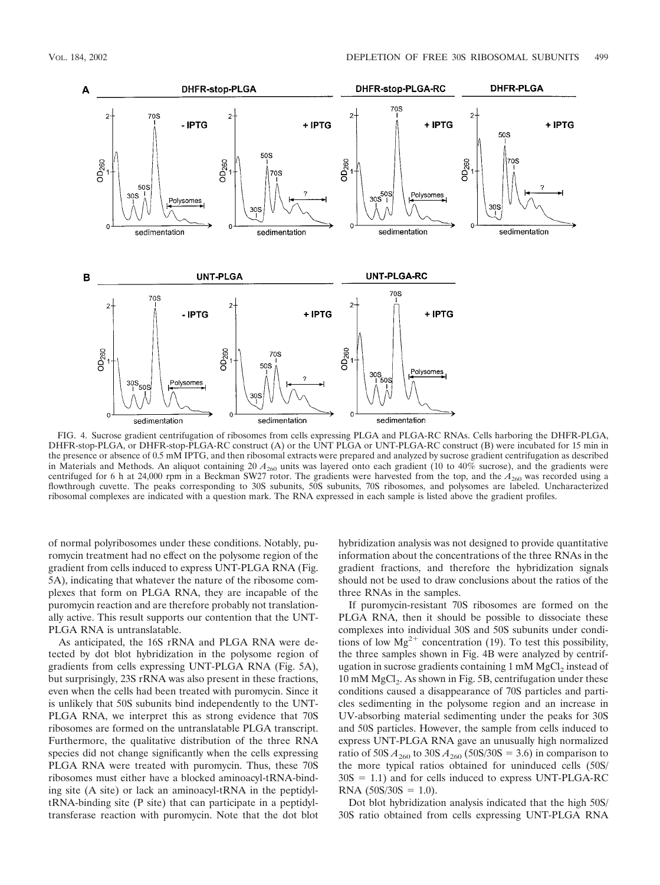FIG. 4. Sucrose gradient centrifugation of ribosomes from cells expressing PLGA and PLGA-RC RNAs. Cells harboring the DHFR-PLGA, DHFR-stop-PLGA, or DHFR-stop-PLGA-RC construct (A) or the UNT PLGA or UNT-PLGA-RC construct (B) were incubated for 15 min in the presence or absence of 0.5 mM IPTG, and then ribosomal extracts were prepared and analyzed by sucrose gradient centrifugation as described in Materials and Methods. An aliquot containing 20 $A_{260}$ units was layered onto each gradient (10 to 40% sucrose), and the gradients were centrifuged for 6 h at 24,000 rpm in a Beckman SW27 rotor. The gradients were harvested from the top, and the $A_{260}$ was recorded using a flowthrough cuvette. The peaks corresponding to 30S subunits, 50S subunits, 70S ribosomes, and polysomes are labeled. Uncharacterized ribosomal complexes are indicated with a question mark. The RNA expressed in each sample is listed above the gradient profiles.

of normal polyribosomes under these conditions. Notably, puromycin treatment had no effect on the polysome region of the gradient from cells induced to express UNT-PLGA RNA (Fig. 5A), indicating that whatever the nature of the ribosome complexes that form on PLGA RNA, they are incapable of the puromycin reaction and are therefore probably not translationally active. This result supports our contention that the UNT-PLGA RNA is untranslatable.

As anticipated, the 16S rRNA and PLGA RNA were detected by dot blot hybridization in the polysome region of gradients from cells expressing UNT-PLGA RNA (Fig. 5A), but surprisingly, 23S rRNA was also present in these fractions, even when the cells had been treated with puromycin. Since it is unlikely that 50S subunits bind independently to the UNT-PLGA RNA, we interpret this as strong evidence that 70S ribosomes are formed on the untranslatable PLGA transcript. Furthermore, the qualitative distribution of the three RNA species did not change significantly when the cells expressing PLGA RNA were treated with puromycin. Thus, these 70S ribosomes must either have a blocked aminoacyl-tRNA-binding site (A site) or lack an aminoacyl-tRNA in the peptidyl-tRNA-binding site (P site) that can participate in a peptidyltransferase reaction with puromycin. Note that the dot blot hybridization analysis was not designed to provide quantitative information about the concentrations of the three RNAs in the gradient fractions, and therefore the hybridization signals should not be used to draw conclusions about the ratios of the three RNAs in the samples.

If puromycin-resistant 70S ribosomes are formed on the PLGA RNA, then it should be possible to dissociate these complexes into individual 30S and 50S subunits under conditions of low $Mg^{2+}$ concentration (19). To test this possibility, the three samples shown in Fig. 4B were analyzed by centrifugation in sucrose gradients containing 1 mM $MgCl_2$ instead of 10 mM $MgCl_2$. As shown in Fig. 5B, centrifugation under these conditions caused a disappearance of 70S particles and particles sedimenting in the polysome region and an increase in UV-absorbing material sedimenting under the peaks for 30S and 50S particles. However, the sample from cells induced to express UNT-PLGA RNA gave an unusually high normalized ratio of 50S $A_{260}$ to 30S $A_{260}$ (50S/30S = 3.6) in comparison to the more typical ratios obtained for uninduced cells (50S/30S = 1.1) and for cells induced to express UNT-PLGA-RC RNA (50S/30S = 1.0).

Dot blot hybridization analysis indicated that the high 50S/30S ratio obtained from cells expressing UNT-PLGA RNA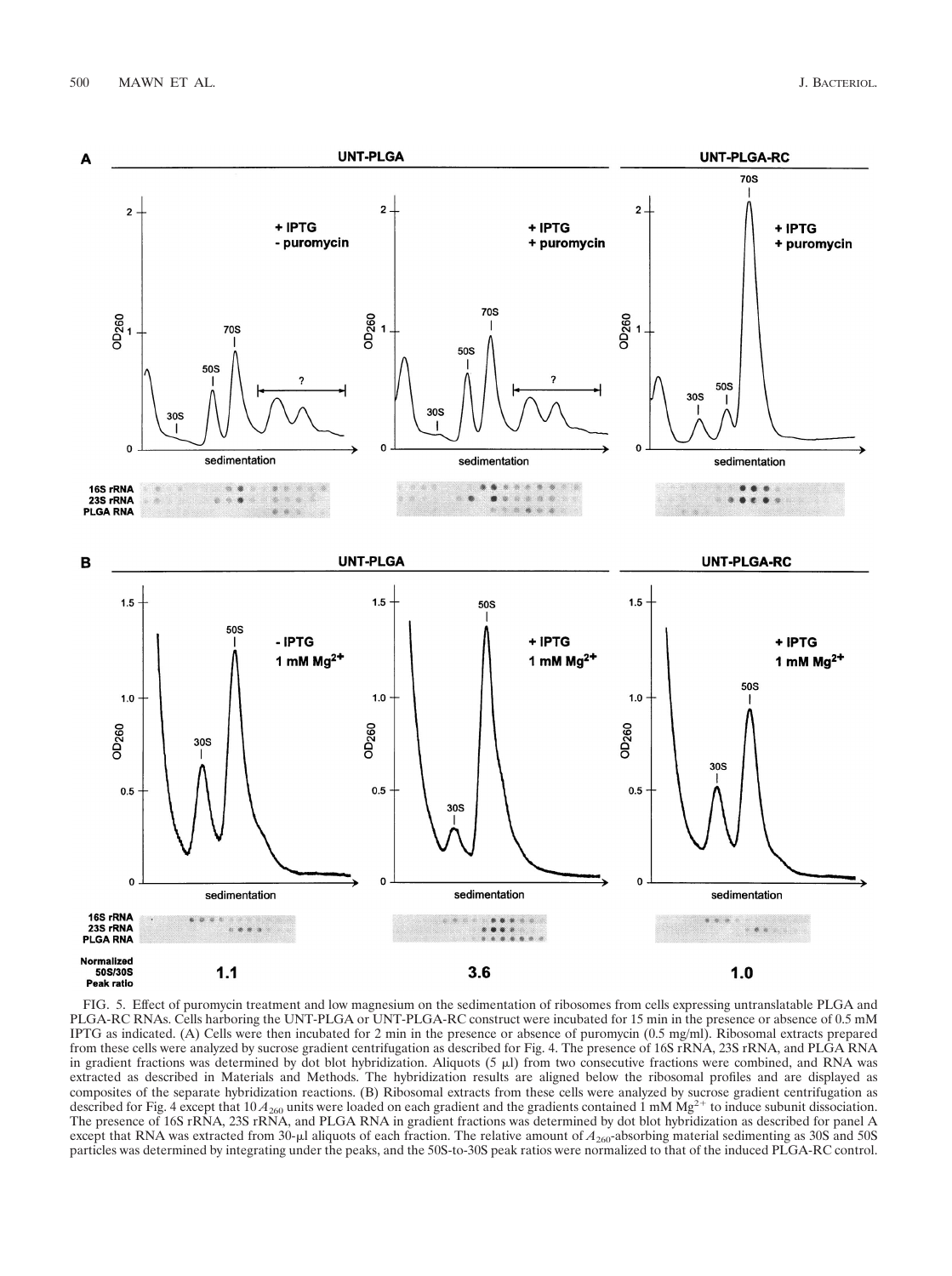FIG. 5. Effect of puromycin treatment and low magnesium on the sedimentation of ribosomes from cells expressing untranslatable PLGA and PLGA-RC RNAs. Cells harboring the UNT-PLGA or UNT-PLGA-RC construct were incubated for 15 min in the presence or absence of 0.5 mM IPTG as indicated. (A) Cells were then incubated for 2 min in the presence or absence of puromycin (0.5 mg/ml). Ribosomal extracts prepared from these cells were analyzed by sucrose gradient centrifugation as described for Fig. 4. The presence of 16S rRNA, 23S rRNA, and PLGA RNA in gradient fractions was determined by dot blot hybridization. Aliquots (5 μl) from two consecutive fractions were combined, and RNA was extracted as described in Materials and Methods. The hybridization results are aligned below the ribosomal profiles and are displayed as composites of the separate hybridization reactions. (B) Ribosomal extracts from these cells were analyzed by sucrose gradient centrifugation as described for Fig. 4 except that 10 $A_{260}$ units were loaded on each gradient and the gradients contained 1 mM $Mg^{2+}$ to induce subunit dissociation. The presence of 16S rRNA, 23S rRNA, and PLGA RNA in gradient fractions was determined by dot blot hybridization as described for panel A except that RNA was extracted from 30-μl aliquots of each fraction. The relative amount of $A_{260}$-absorbing material sedimenting as 30S and 50S particles was determined by integrating under the peaks, and the 50S-to-30S peak ratios were normalized to that of the induced PLGA-RC control.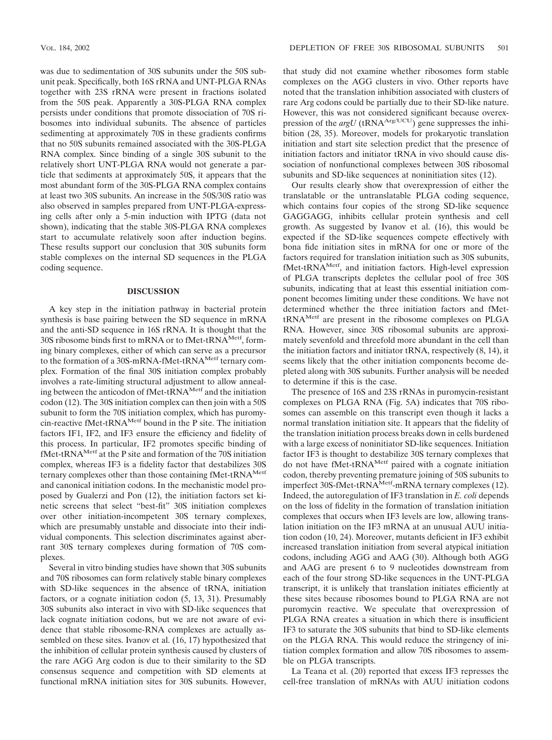was due to sedimentation of 30S subunits under the 50S subunit peak. Specifically, both 16S rRNA and UNT-PLGA RNAs together with 23S rRNA were present in fractions isolated from the 50S peak. Apparently a 30S-PLGA RNA complex persists under conditions that promote dissociation of 70S ribosomes into individual subunits. The absence of particles sedimenting at approximately 70S in these gradients confirms that no 50S subunits remained associated with the 30S-PLGA RNA complex. Since binding of a single 30S subunit to the relatively short UNT-PLGA RNA would not generate a particle that sediments at approximately 50S, it appears that the most abundant form of the 30S-PLGA RNA complex contains at least two 30S subunits. An increase in the 50S/30S ratio was also observed in samples prepared from UNT-PLGA-expressing cells after only a 5-min induction with IPTG (data not shown), indicating that the stable 30S-PLGA RNA complexes start to accumulate relatively soon after induction begins. These results support our conclusion that 30S subunits form stable complexes on the internal SD sequences in the PLGA coding sequence.

## DISCUSSION

A key step in the initiation pathway in bacterial protein synthesis is base pairing between the SD sequence in mRNA and the anti-SD sequence in 16S rRNA. It is thought that the 30S ribosome binds first to mRNA or to fMet-tRNA$^{Metf}$, forming binary complexes, either of which can serve as a precursor to the formation of a 30S-mRNA-fMet-tRNA$^{Metf}$ ternary complex. Formation of the final 30S initiation complex probably involves a rate-limiting structural adjustment to allow annealing between the anticodon of fMet-tRNA$^{Metf}$ and the initiation codon (12). The 30S initiation complex can then join with a 50S subunit to form the 70S initiation complex, which has puromycin-reactive fMet-tRNA$^{Metf}$ bound in the P site. The initiation factors IF1, IF2, and IF3 ensure the efficiency and fidelity of this process. In particular, IF2 promotes specific binding of fMet-tRNA$^{Metf}$ at the P site and formation of the 70S initiation complex, whereas IF3 is a fidelity factor that destabilizes 30S ternary complexes other than those containing fMet-tRNA$^{Metf}$ and canonical initiation codons. In the mechanistic model proposed by Gualerzi and Pon (12), the initiation factors set kinetic screens that select "best-fit" 30S initiation complexes over other initiation-incompetent 30S ternary complexes, which are presumably unstable and dissociate into their individual components. This selection discriminates against aberrant 30S ternary complexes during formation of 70S complexes.

Several in vitro binding studies have shown that 30S subunits and 70S ribosomes can form relatively stable binary complexes with SD-like sequences in the absence of tRNA, initiation factors, or a cognate initiation codon (5, 13, 31). Presumably 30S subunits also interact in vivo with SD-like sequences that lack cognate initiation codons, but we are not aware of evidence that stable ribosome-RNA complexes are actually assembled on these sites. Ivanov et al. (16, 17) hypothesized that the inhibition of cellular protein synthesis caused by clusters of the rare AGG Arg codon is due to their similarity to the SD consensus sequence and competition with SD elements at functional mRNA initiation sites for 30S subunits. However, that study did not examine whether ribosomes form stable complexes on the AGG clusters in vivo. Other reports have noted that the translation inhibition associated with clusters of rare Arg codons could be partially due to their SD-like nature. However, this was not considered significant because overexpression of the *argU* (tRNA$^{Arg/UCU}$) gene suppresses the inhibition (28, 35). Moreover, models for prokaryotic translation initiation and start site selection predict that the presence of initiation factors and initiator tRNA in vivo should cause dissociation of nonfunctional complexes between 30S ribosomal subunits and SD-like sequences at noninitiation sites (12).

Our results clearly show that overexpression of either the translatable or the untranslatable PLGA coding sequence, which contains four copies of the strong SD-like sequence GAGGAGG, inhibits cellular protein synthesis and cell growth. As suggested by Ivanov et al. (16), this would be expected if the SD-like sequences compete effectively with bona fide initiation sites in mRNA for one or more of the factors required for translation initiation such as 30S subunits, fMet-tRNA$^{Metf}$, and initiation factors. High-level expression of PLGA transcripts depletes the cellular pool of free 30S subunits, indicating that at least this essential initiation component becomes limiting under these conditions. We have not determined whether the three initiation factors and fMet-tRNA$^{Metf}$ are present in the ribosome complexes on PLGA RNA. However, since 30S ribosomal subunits are approximately sevenfold and threefold more abundant in the cell than the initiation factors and initiator tRNA, respectively (8, 14), it seems likely that the other initiation components become depleted along with 30S subunits. Further analysis will be needed to determine if this is the case.

The presence of 16S and 23S rRNAs in puromycin-resistant complexes on PLGA RNA (Fig. 5A) indicates that 70S ribosomes can assemble on this transcript even though it lacks a normal translation initiation site. It appears that the fidelity of the translation initiation process breaks down in cells burdened with a large excess of noninitiator SD-like sequences. Initiation factor IF3 is thought to destabilize 30S ternary complexes that do not have fMet-tRNA$^{Metf}$ paired with a cognate initiation codon, thereby preventing premature joining of 50S subunits to imperfect 30S-fMet-tRNA$^{Metf}$-mRNA ternary complexes (12). Indeed, the autoregulation of IF3 translation in *E. coli* depends on the loss of fidelity in the formation of translation initiation complexes that occurs when IF3 levels are low, allowing translation initiation on the IF3 mRNA at an unusual AUU initiation codon (10, 24). Moreover, mutants deficient in IF3 exhibit increased translation initiation from several atypical initiation codons, including AGG and AAG (30). Although both AGG and AAG are present 6 to 9 nucleotides downstream from each of the four strong SD-like sequences in the UNT-PLGA transcript, it is unlikely that translation initiates efficiently at these sites because ribosomes bound to PLGA RNA are not puromycin reactive. We speculate that overexpression of PLGA RNA creates a situation in which there is insufficient IF3 to saturate the 30S subunits that bind to SD-like elements on the PLGA RNA. This would reduce the stringency of initiation complex formation and allow 70S ribosomes to assemble on PLGA transcripts.

La Teana et al. (20) reported that excess IF3 represses the cell-free translation of mRNAs with AUU initiation codons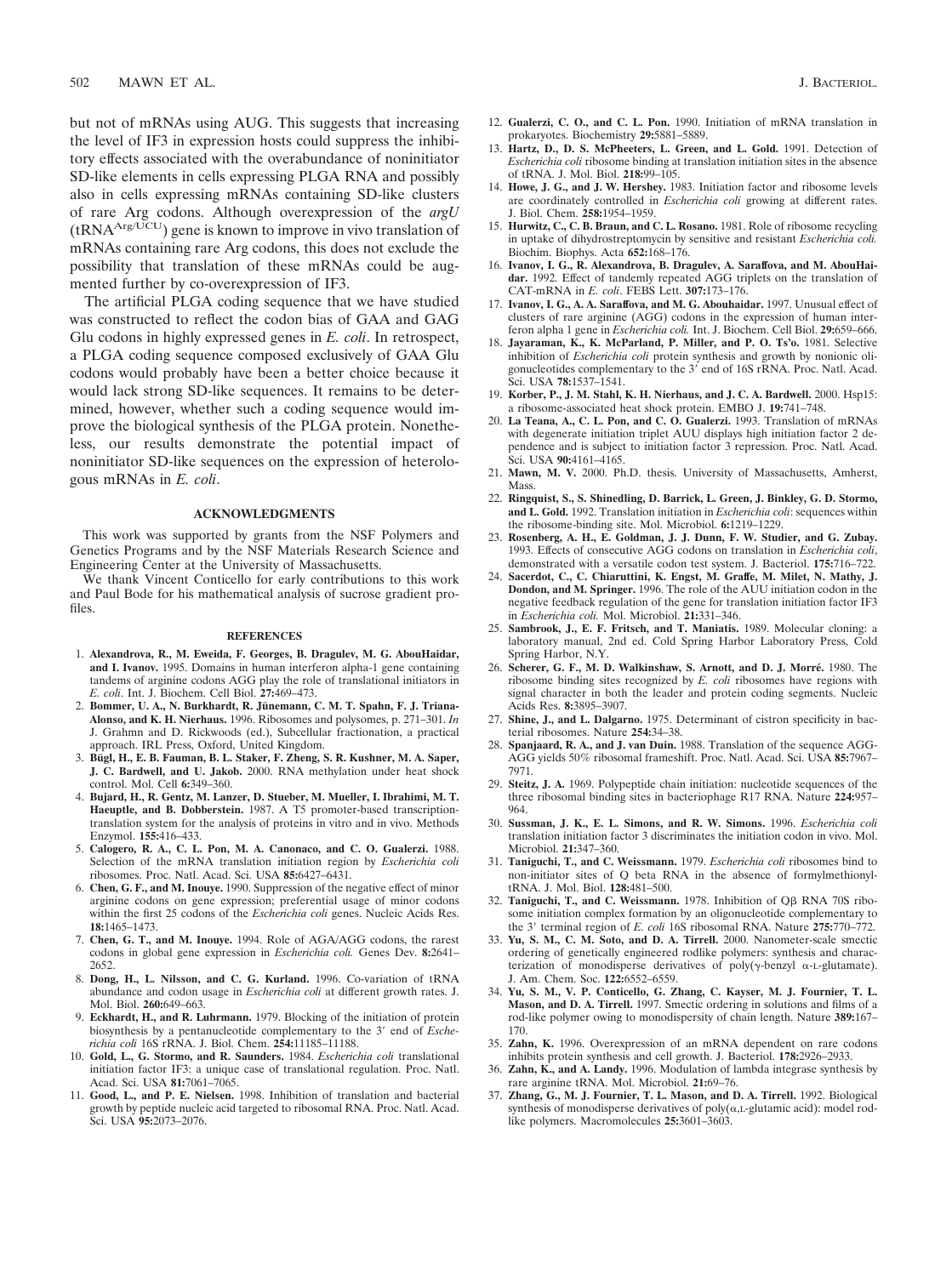but not of mRNAs using AUG. This suggests that increasing the level of IF3 in expression hosts could suppress the inhibitory effects associated with the overabundance of noninitiator SD-like elements in cells expressing PLGA RNA and possibly also in cells expressing mRNAs containing SD-like clusters of rare Arg codons. Although overexpression of the *argU* (tRNA$^{Arg/UCU}$) gene is known to improve in vivo translation of mRNAs containing rare Arg codons, this does not exclude the possibility that translation of these mRNAs could be augmented further by co-overexpression of IF3.

The artificial PLGA coding sequence that we have studied was constructed to reflect the codon bias of GAA and GAG Glu codons in highly expressed genes in *E. coli*. In retrospect, a PLGA coding sequence composed exclusively of GAA Glu codons would probably have been a better choice because it would lack strong SD-like sequences. It remains to be determined, however, whether such a coding sequence would improve the biological synthesis of the PLGA protein. Nonetheless, our results demonstrate the potential impact of noninitiator SD-like sequences on the expression of heterologous mRNAs in *E. coli*.

## ACKNOWLEDGMENTS

This work was supported by grants from the NSF Polymers and Genetics Programs and by the NSF Materials Research Science and Engineering Center at the University of Massachusetts.

We thank Vincent Conticello for early contributions to this work and Paul Bode for his mathematical analysis of sucrose gradient profiles.

## REFERENCES

1. **Alexandrova, R., M. Eweida, F. Georges, B. Dragulev, M. G. AbouHaidar, and I. Ivanov.** 1995. Domains in human interferon alpha-1 gene containing tandems of arginine codons AGG play the role of translational initiators in *E. coli*. Int. J. Biochem. Cell Biol. **27:**469–473.
2. **Bommer, U. A., N. Burkhardt, R. Jünemann, C. M. T. Spahn, F. J. Triana-Alonso, and K. H. Nierhaus.** 1996. Ribosomes and polysomes, p. 271–301. *In* J. Grahmn and D. Rickwoods (ed.), Subcellular fractionation, a practical approach. IRL Press, Oxford, United Kingdom.
3. **Bügl, H., E. B. Fauman, B. L. Staker, F. Zheng, S. R. Kushner, M. A. Saper, J. C. Bardwell, and U. Jakob.** 2000. RNA methylation under heat shock control. Mol. Cell **6:**349–360.
4. **Bujard, H., R. Gentz, M. Lanzer, D. Stueber, M. Mueller, I. Ibrahimi, M. T. Haeuptle, and B. Dobberstein.** 1987. A T5 promoter-based transcription-translation system for the analysis of proteins in vitro and in vivo. Methods Enzymol. **155:**416–433.
5. **Calogero, R. A., C. L. Pon, M. A. Canonaco, and C. O. Gualerzi.** 1988. Selection of the mRNA translation initiation region by *Escherichia coli* ribosomes. Proc. Natl. Acad. Sci. USA **85:**6427–6431.
6. **Chen, G. F., and M. Inouye.** 1990. Suppression of the negative effect of minor arginine codons on gene expression; preferential usage of minor codons within the first 25 codons of the *Escherichia coli* genes. Nucleic Acids Res. **18:**1465–1473.
7. **Chen, G. T., and M. Inouye.** 1994. Role of AGA/AGG codons, the rarest codons in global gene expression in *Escherichia coli.* Genes Dev. **8:**2641–2652.
8. **Dong, H., L. Nilsson, and C. G. Kurland.** 1996. Co-variation of tRNA abundance and codon usage in *Escherichia coli* at different growth rates. J. Mol. Biol. **260:**649–663.
9. **Eckhardt, H., and R. Luhrmann.** 1979. Blocking of the initiation of protein biosynthesis by a pentanucleotide complementary to the 3′ end of *Escherichia coli* 16S rRNA. J. Biol. Chem. **254:**11185–11188.
10. **Gold, L., G. Stormo, and R. Saunders.** 1984. *Escherichia coli* translational initiation factor IF3: a unique case of translational regulation. Proc. Natl. Acad. Sci. USA **81:**7061–7065.
11. **Good, L., and P. E. Nielsen.** 1998. Inhibition of translation and bacterial growth by peptide nucleic acid targeted to ribosomal RNA. Proc. Natl. Acad. Sci. USA **95:**2073–2076.
12. **Gualerzi, C. O., and C. L. Pon.** 1990. Initiation of mRNA translation in prokaryotes. Biochemistry **29:**5881–5889.
13. **Hartz, D., D. S. McPheeters, L. Green, and L. Gold.** 1991. Detection of *Escherichia coli* ribosome binding at translation initiation sites in the absence of tRNA. J. Mol. Biol. **218:**99–105.
14. **Howe, J. G., and J. W. Hershey.** 1983. Initiation factor and ribosome levels are coordinately controlled in *Escherichia coli* growing at different rates. J. Biol. Chem. **258:**1954–1959.
15. **Hurwitz, C., C. B. Braun, and C. L. Rosano.** 1981. Role of ribosome recycling in uptake of dihydrostreptomycin by sensitive and resistant *Escherichia coli.* Biochim. Biophys. Acta **652:**168–176.
16. **Ivanov, I. G., R. Alexandrova, B. Dragulev, A. Saraffova, and M. AbouHaidar.** 1992. Effect of tandemly repeated AGG triplets on the translation of CAT-mRNA in *E. coli*. FEBS Lett. **307:**173–176.
17. **Ivanov, I. G., A. A. Saraffova, and M. G. Abouhaidar.** 1997. Unusual effect of clusters of rare arginine (AGG) codons in the expression of human interferon alpha 1 gene in *Escherichia coli.* Int. J. Biochem. Cell Biol. **29:**659–666.
18. **Jayaraman, K., K. McParland, P. Miller, and P. O. Ts'o.** 1981. Selective inhibition of *Escherichia coli* protein synthesis and growth by nonionic oligonucleotides complementary to the 3′ end of 16S rRNA. Proc. Natl. Acad. Sci. USA **78:**1537–1541.
19. **Korber, P., J. M. Stahl, K. H. Nierhaus, and J. C. A. Bardwell.** 2000. Hsp15: a ribosome-associated heat shock protein. EMBO J. **19:**741–748.
20. **La Teana, A., C. L. Pon, and C. O. Gualerzi.** 1993. Translation of mRNAs with degenerate initiation triplet AUU displays high initiation factor 2 dependence and is subject to initiation factor 3 repression. Proc. Natl. Acad. Sci. USA **90:**4161–4165.
21. **Mawn, M. V.** 2000. Ph.D. thesis. University of Massachusetts, Amherst, Mass.
22. **Ringquist, S., S. Shinedling, D. Barrick, L. Green, J. Binkley, G. D. Stormo, and L. Gold.** 1992. Translation initiation in *Escherichia coli*: sequences within the ribosome-binding site. Mol. Microbiol. **6:**1219–1229.
23. **Rosenberg, A. H., E. Goldman, J. J. Dunn, F. W. Studier, and G. Zubay.** 1993. Effects of consecutive AGG codons on translation in *Escherichia coli*, demonstrated with a versatile codon test system. J. Bacteriol. **175:**716–722.
24. **Sacerdot, C., C. Chiaruttini, K. Engst, M. Graffe, M. Milet, N. Mathy, J. Dondon, and M. Springer.** 1996. The role of the AUU initiation codon in the negative feedback regulation of the gene for translation initiation factor IF3 in *Escherichia coli.* Mol. Microbiol. **21:**331–346.
25. **Sambrook, J., E. F. Fritsch, and T. Maniatis.** 1989. Molecular cloning: a laboratory manual, 2nd ed. Cold Spring Harbor Laboratory Press, Cold Spring Harbor, N.Y.
26. **Scherer, G. F., M. D. Walkinshaw, S. Arnott, and D. J. Morré.** 1980. The ribosome binding sites recognized by *E. coli* ribosomes have regions with signal character in both the leader and protein coding segments. Nucleic Acids Res. **8:**3895–3907.
27. **Shine, J., and L. Dalgarno.** 1975. Determinant of cistron specificity in bacterial ribosomes. Nature **254:**34–38.
28. **Spanjaard, R. A., and J. van Duin.** 1988. Translation of the sequence AGG-AGG yields 50% ribosomal frameshift. Proc. Natl. Acad. Sci. USA **85:**7967–7971.
29. **Steitz, J. A.** 1969. Polypeptide chain initiation: nucleotide sequences of the three ribosomal binding sites in bacteriophage R17 RNA. Nature **224:**957–964.
30. **Sussman, J. K., E. L. Simons, and R. W. Simons.** 1996. *Escherichia coli* translation initiation factor 3 discriminates the initiation codon in vivo. Mol. Microbiol. **21:**347–360.
31. **Taniguchi, T., and C. Weissmann.** 1979. *Escherichia coli* ribosomes bind to non-initiator sites of Q beta RNA in the absence of formylmethionyl-tRNA. J. Mol. Biol. **128:**481–500.
32. **Taniguchi, T., and C. Weissmann.** 1978. Inhibition of Qβ RNA 70S ribosome initiation complex formation by an oligonucleotide complementary to the 3′ terminal region of *E. coli* 16S ribosomal RNA. Nature **275:**770–772.
33. **Yu, S. M., C. M. Soto, and D. A. Tirrell.** 2000. Nanometer-scale smectic ordering of genetically engineered rodlike polymers: synthesis and characterization of monodisperse derivatives of poly(γ-benzyl α-L-glutamate). J. Am. Chem. Soc. **122:**6552–6559.
34. **Yu, S. M., V. P. Conticello, G. Zhang, C. Kayser, M. J. Fournier, T. L. Mason, and D. A. Tirrell.** 1997. Smectic ordering in solutions and films of a rod-like polymer owing to monodispersity of chain length. Nature **389:**167–170.
35. **Zahn, K.** 1996. Overexpression of an mRNA dependent on rare codons inhibits protein synthesis and cell growth. J. Bacteriol. **178:**2926–2933.
36. **Zahn, K., and A. Landy.** 1996. Modulation of lambda integrase synthesis by rare arginine tRNA. Mol. Microbiol. **21:**69–76.
37. **Zhang, G., M. J. Fournier, T. L. Mason, and D. A. Tirrell.** 1992. Biological synthesis of monodisperse derivatives of poly(α,L-glutamic acid): model rodlike polymers. Macromolecules **25:**3601–3603.